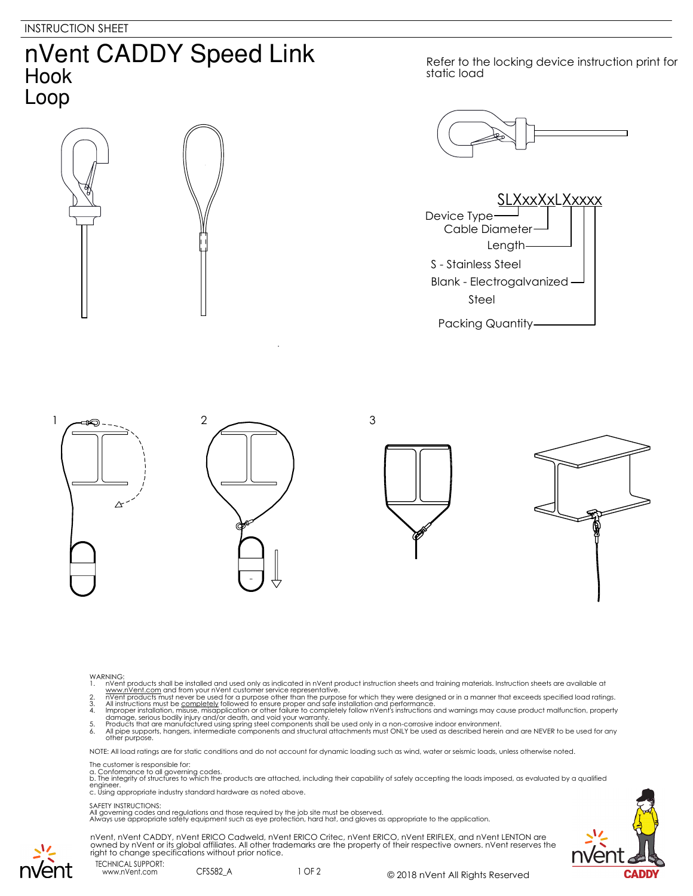INSTRUCTION SHEET

# nVent CADDY Speed Link

## Hook
## Loop

Refer to the locking device instruction print for static load

SLXxxXxLXxxxx

- Device Type
- Cable Diameter
- Length
- S - Stainless Steel
- Blank - Electrogalvanized Steel
- Packing Quantity

1

2

3

WARNING:

1. nVent products shall be installed and used only as indicated in nVent product instruction sheets and training materials. Instruction sheets are available at www.nVent.com and from your nVent customer service representative.
2. nVent products must never be used for a purpose other than the purpose for which they were designed or in a manner that exceeds specified load ratings.
3. All instructions must be completely followed to ensure proper and safe installation and performance.
4. Improper installation, misuse, misapplication or other failure to completely follow nVent's instructions and warnings may cause product malfunction, property damage, serious bodily injury and/or death, and void your warranty.
5. Products that are manufactured using spring steel components shall be used only in a non-corrosive indoor environment.
6. All pipe supports, hangers, intermediate components and structural attachments must ONLY be used as described herein and are NEVER to be used for any other purpose.

NOTE: All load ratings are for static conditions and do not account for dynamic loading such as wind, water or seismic loads, unless otherwise noted.

The customer is responsible for:
a. Conformance to all governing codes.
b. The integrity of structures to which the products are attached, including their capability of safely accepting the loads imposed, as evaluated by a qualified engineer.
c. Using appropriate industry standard hardware as noted above.

SAFETY INSTRUCTIONS:
All governing codes and regulations and those required by the job site must be observed.
Always use appropriate safety equipment such as eye protection, hard hat, and gloves as appropriate to the application.

nVent, nVent CADDY, nVent ERICO Cadweld, nVent ERICO Critec, nVent ERICO, nVent ERIFLEX, and nVent LENTON are owned by nVent or its global affiliates. All other trademarks are the property of their respective owners. nVent reserves the right to change specifications without prior notice.

TECHNICAL SUPPORT:
www.nVent.com

CFS582_A

© 2018 nVent All Rights Reserved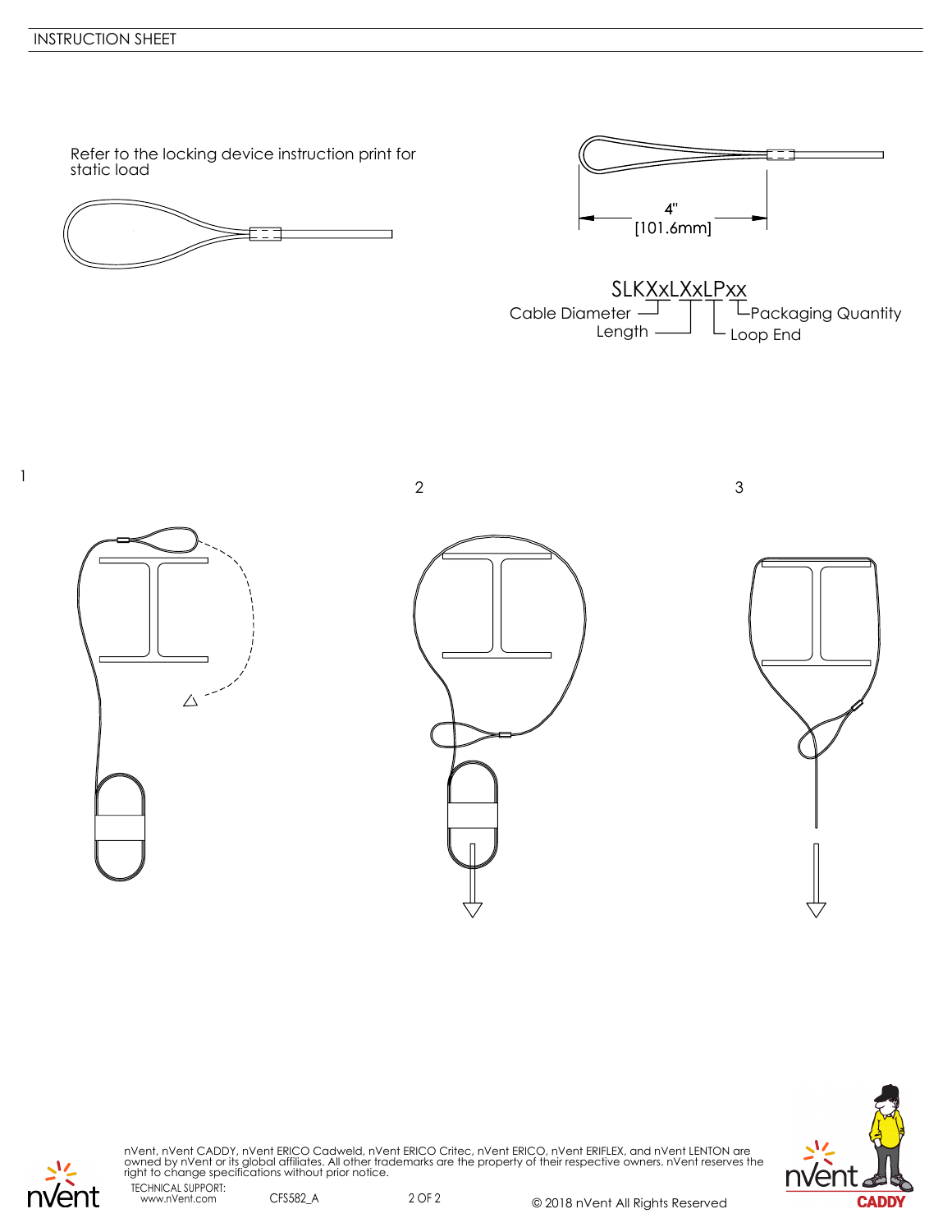Refer to the locking device instruction print for static load

4"
[101.6mm]

SLKXxLXxLPxx

Cable Diameter

Length

Packaging Quantity

Loop End

1

2

3

nVent, nVent CADDY, nVent ERICO Cadweld, nVent ERICO Critec, nVent ERICO, nVent ERIFLEX, and nVent LENTON are owned by nVent or its global affiliates. All other trademarks are the property of their respective owners. nVent reserves the right to change specifications without prior notice.

TECHNICAL SUPPORT:
www.nVent.com

CFS582_A

© 2018 nVent All Rights Reserved